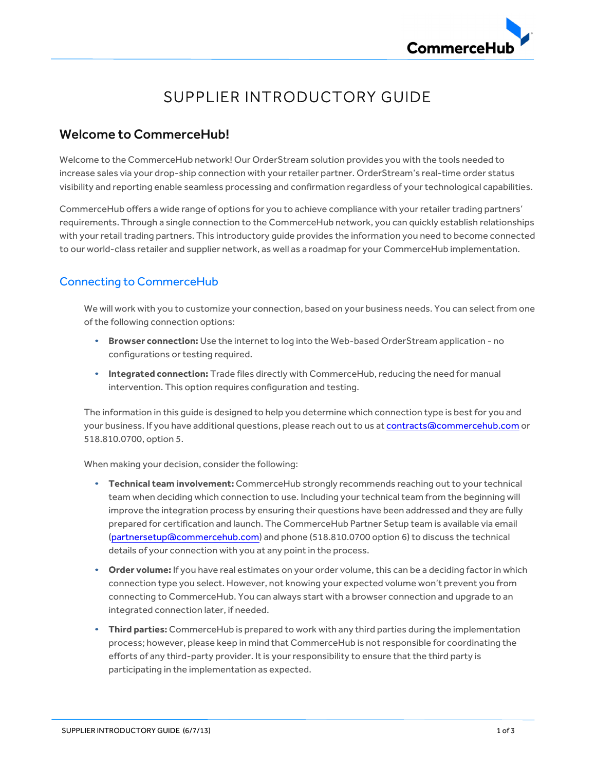# SUPPLIER INTRODUCTORY GUIDE

## Welcome to CommerceHub!

Welcome to the CommerceHub network! Our OrderStream solution provides you with the tools needed to increase sales via your drop-ship connection with your retailer partner. OrderStream's real-time order status visibility and reporting enable seamless processing and confirmation regardless of your technological capabilities.

CommerceHub offers a wide range of options for you to achieve compliance with your retailer trading partners' requirements. Through a single connection to the CommerceHub network, you can quickly establish relationships with your retail trading partners. This introductory guide provides the information you need to become connected to our world-class retailer and supplier network, as well as a roadmap for your CommerceHub implementation.

### Connecting to CommerceHub

We will work with you to customize your connection, based on your business needs. You can select from one of the following connection options:

- **Browser connection:** Use the internet to log into the Web-based OrderStream application - no configurations or testing required.
- **Integrated connection:** Trade files directly with CommerceHub, reducing the need for manual intervention. This option requires configuration and testing.

The information in this guide is designed to help you determine which connection type is best for you and your business. If you have additional questions, please reach out to us at contracts@commercehub.com or 518.810.0700, option 5.

When making your decision, consider the following:

- **Technical team involvement:** CommerceHub strongly recommends reaching out to your technical team when deciding which connection to use. Including your technical team from the beginning will improve the integration process by ensuring their questions have been addressed and they are fully prepared for certification and launch. The CommerceHub Partner Setup team is available via email (partnersetup@commercehub.com) and phone (518.810.0700 option 6) to discuss the technical details of your connection with you at any point in the process.
- **Order volume:** If you have real estimates on your order volume, this can be a deciding factor in which connection type you select. However, not knowing your expected volume won't prevent you from connecting to CommerceHub. You can always start with a browser connection and upgrade to an integrated connection later, if needed.
- **Third parties:** CommerceHub is prepared to work with any third parties during the implementation process; however, please keep in mind that CommerceHub is not responsible for coordinating the efforts of any third-party provider. It is your responsibility to ensure that the third party is participating in the implementation as expected.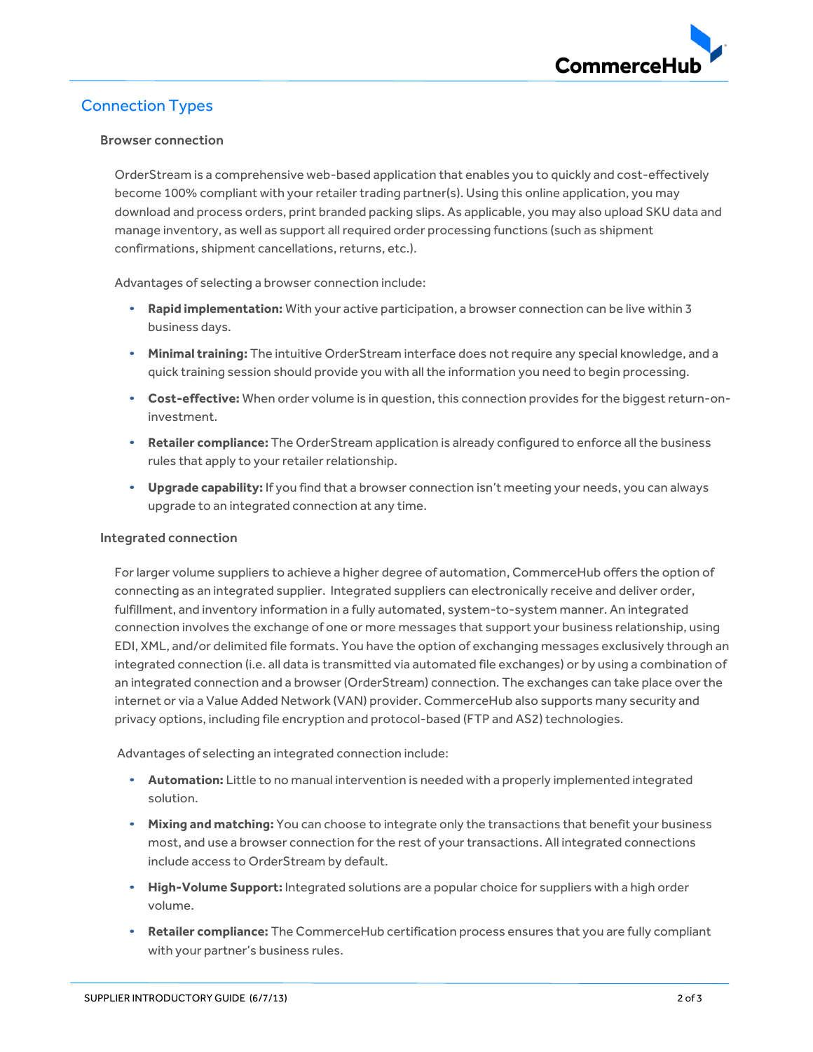## Connection Types

### Browser connection

OrderStream is a comprehensive web-based application that enables you to quickly and cost-effectively become 100% compliant with your retailer trading partner(s). Using this online application, you may download and process orders, print branded packing slips. As applicable, you may also upload SKU data and manage inventory, as well as support all required order processing functions (such as shipment confirmations, shipment cancellations, returns, etc.).

Advantages of selecting a browser connection include:

- **Rapid implementation:** With your active participation, a browser connection can be live within 3 business days.
- **Minimal training:** The intuitive OrderStream interface does not require any special knowledge, and a quick training session should provide you with all the information you need to begin processing.
- **Cost-effective:** When order volume is in question, this connection provides for the biggest return-on-investment.
- **Retailer compliance:** The OrderStream application is already configured to enforce all the business rules that apply to your retailer relationship.
- **Upgrade capability:** If you find that a browser connection isn't meeting your needs, you can always upgrade to an integrated connection at any time.

### Integrated connection

For larger volume suppliers to achieve a higher degree of automation, CommerceHub offers the option of connecting as an integrated supplier. Integrated suppliers can electronically receive and deliver order, fulfillment, and inventory information in a fully automated, system-to-system manner. An integrated connection involves the exchange of one or more messages that support your business relationship, using EDI, XML, and/or delimited file formats. You have the option of exchanging messages exclusively through an integrated connection (i.e. all data is transmitted via automated file exchanges) or by using a combination of an integrated connection and a browser (OrderStream) connection. The exchanges can take place over the internet or via a Value Added Network (VAN) provider. CommerceHub also supports many security and privacy options, including file encryption and protocol-based (FTP and AS2) technologies.

Advantages of selecting an integrated connection include:

- **Automation:** Little to no manual intervention is needed with a properly implemented integrated solution.
- **Mixing and matching:** You can choose to integrate only the transactions that benefit your business most, and use a browser connection for the rest of your transactions. All integrated connections include access to OrderStream by default.
- **High-Volume Support:** Integrated solutions are a popular choice for suppliers with a high order volume.
- **Retailer compliance:** The CommerceHub certification process ensures that you are fully compliant with your partner's business rules.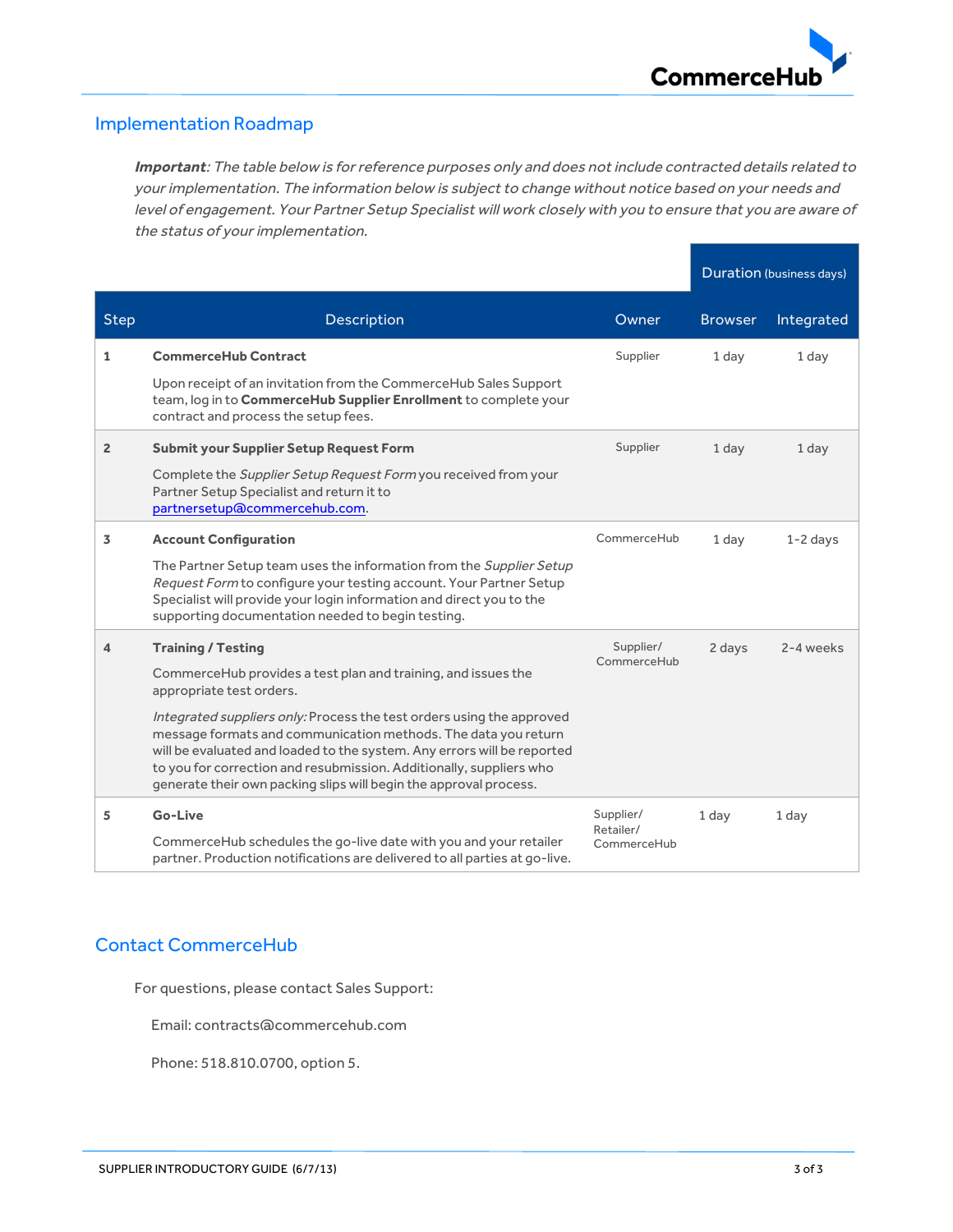## Implementation Roadmap

***Important**: The table below is for reference purposes only and does not include contracted details related to your implementation. The information below is subject to change without notice based on your needs and level of engagement. Your Partner Setup Specialist will work closely with you to ensure that you are aware of the status of your implementation.*

| | | | Duration (business days) | |
|---|---|---|---|---|
| Step | Description | Owner | Browser | Integrated |
| 1 | **CommerceHub Contract**<br><br>Upon receipt of an invitation from the CommerceHub Sales Support team, log in to **CommerceHub Supplier Enrollment** to complete your contract and process the setup fees. | Supplier | 1 day | 1 day |
| 2 | **Submit your Supplier Setup Request Form**<br><br>Complete the *Supplier Setup Request Form* you received from your Partner Setup Specialist and return it to partnersetup@commercehub.com. | Supplier | 1 day | 1 day |
| 3 | **Account Configuration**<br><br>The Partner Setup team uses the information from the *Supplier Setup Request Form* to configure your testing account. Your Partner Setup Specialist will provide your login information and direct you to the supporting documentation needed to begin testing. | CommerceHub | 1 day | 1-2 days |
| 4 | **Training / Testing**<br><br>CommerceHub provides a test plan and training, and issues the appropriate test orders.<br><br>*Integrated suppliers only:* Process the test orders using the approved message formats and communication methods. The data you return will be evaluated and loaded to the system. Any errors will be reported to you for correction and resubmission. Additionally, suppliers who generate their own packing slips will begin the approval process. | Supplier/ CommerceHub | 2 days | 2-4 weeks |
| 5 | **Go-Live**<br><br>CommerceHub schedules the go-live date with you and your retailer partner. Production notifications are delivered to all parties at go-live. | Supplier/ Retailer/ CommerceHub | 1 day | 1 day |

## Contact CommerceHub

For questions, please contact Sales Support:

Email: contracts@commercehub.com

Phone: 518.810.0700, option 5.